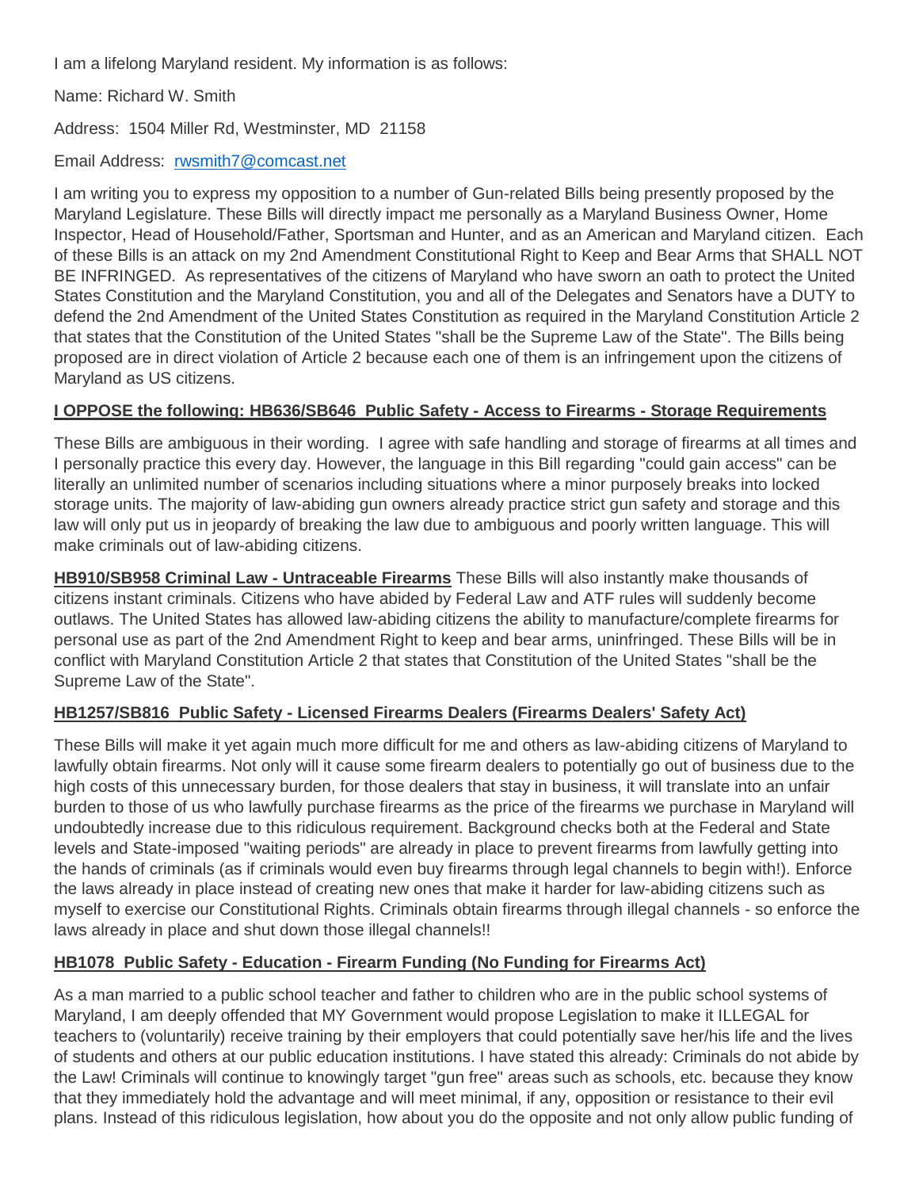I am a lifelong Maryland resident. My information is as follows:

Name: Richard W. Smith

Address: 1504 Miller Rd, Westminster, MD 21158

Email Address: rwsmith7@comcast.net

I am writing you to express my opposition to a number of Gun-related Bills being presently proposed by the Maryland Legislature. These Bills will directly impact me personally as a Maryland Business Owner, Home Inspector, Head of Household/Father, Sportsman and Hunter, and as an American and Maryland citizen. Each of these Bills is an attack on my 2nd Amendment Constitutional Right to Keep and Bear Arms that SHALL NOT BE INFRINGED. As representatives of the citizens of Maryland who have sworn an oath to protect the United States Constitution and the Maryland Constitution, you and all of the Delegates and Senators have a DUTY to defend the 2nd Amendment of the United States Constitution as required in the Maryland Constitution Article 2 that states that the Constitution of the United States "shall be the Supreme Law of the State". The Bills being proposed are in direct violation of Article 2 because each one of them is an infringement upon the citizens of Maryland as US citizens.

**I OPPOSE the following: HB636/SB646 Public Safety - Access to Firearms - Storage Requirements**

These Bills are ambiguous in their wording. I agree with safe handling and storage of firearms at all times and I personally practice this every day. However, the language in this Bill regarding "could gain access" can be literally an unlimited number of scenarios including situations where a minor purposely breaks into locked storage units. The majority of law-abiding gun owners already practice strict gun safety and storage and this law will only put us in jeopardy of breaking the law due to ambiguous and poorly written language. This will make criminals out of law-abiding citizens.

**HB910/SB958 Criminal Law - Untraceable Firearms** These Bills will also instantly make thousands of citizens instant criminals. Citizens who have abided by Federal Law and ATF rules will suddenly become outlaws. The United States has allowed law-abiding citizens the ability to manufacture/complete firearms for personal use as part of the 2nd Amendment Right to keep and bear arms, uninfringed. These Bills will be in conflict with Maryland Constitution Article 2 that states that Constitution of the United States "shall be the Supreme Law of the State".

**HB1257/SB816 Public Safety - Licensed Firearms Dealers (Firearms Dealers' Safety Act)**

These Bills will make it yet again much more difficult for me and others as law-abiding citizens of Maryland to lawfully obtain firearms. Not only will it cause some firearm dealers to potentially go out of business due to the high costs of this unnecessary burden, for those dealers that stay in business, it will translate into an unfair burden to those of us who lawfully purchase firearms as the price of the firearms we purchase in Maryland will undoubtedly increase due to this ridiculous requirement. Background checks both at the Federal and State levels and State-imposed "waiting periods" are already in place to prevent firearms from lawfully getting into the hands of criminals (as if criminals would even buy firearms through legal channels to begin with!). Enforce the laws already in place instead of creating new ones that make it harder for law-abiding citizens such as myself to exercise our Constitutional Rights. Criminals obtain firearms through illegal channels - so enforce the laws already in place and shut down those illegal channels!!

**HB1078 Public Safety - Education - Firearm Funding (No Funding for Firearms Act)**

As a man married to a public school teacher and father to children who are in the public school systems of Maryland, I am deeply offended that MY Government would propose Legislation to make it ILLEGAL for teachers to (voluntarily) receive training by their employers that could potentially save her/his life and the lives of students and others at our public education institutions. I have stated this already: Criminals do not abide by the Law! Criminals will continue to knowingly target "gun free" areas such as schools, etc. because they know that they immediately hold the advantage and will meet minimal, if any, opposition or resistance to their evil plans. Instead of this ridiculous legislation, how about you do the opposite and not only allow public funding of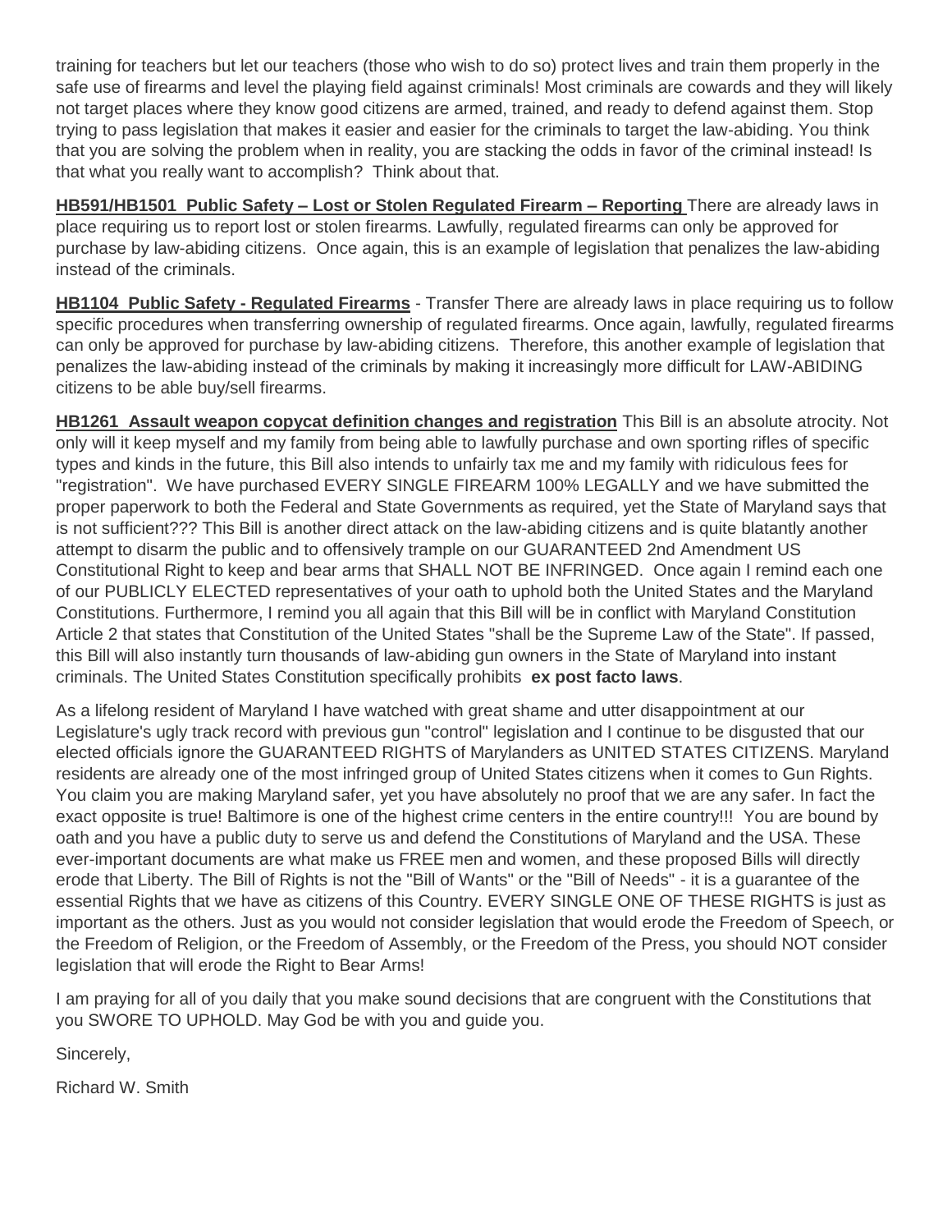training for teachers but let our teachers (those who wish to do so) protect lives and train them properly in the safe use of firearms and level the playing field against criminals! Most criminals are cowards and they will likely not target places where they know good citizens are armed, trained, and ready to defend against them. Stop trying to pass legislation that makes it easier and easier for the criminals to target the law-abiding. You think that you are solving the problem when in reality, you are stacking the odds in favor of the criminal instead! Is that what you really want to accomplish? Think about that.

**HB591/HB1501 Public Safety – Lost or Stolen Regulated Firearm – Reporting** There are already laws in place requiring us to report lost or stolen firearms. Lawfully, regulated firearms can only be approved for purchase by law-abiding citizens. Once again, this is an example of legislation that penalizes the law-abiding instead of the criminals.

**HB1104 Public Safety - Regulated Firearms** - Transfer There are already laws in place requiring us to follow specific procedures when transferring ownership of regulated firearms. Once again, lawfully, regulated firearms can only be approved for purchase by law-abiding citizens. Therefore, this another example of legislation that penalizes the law-abiding instead of the criminals by making it increasingly more difficult for LAW-ABIDING citizens to be able buy/sell firearms.

**HB1261 Assault weapon copycat definition changes and registration** This Bill is an absolute atrocity. Not only will it keep myself and my family from being able to lawfully purchase and own sporting rifles of specific types and kinds in the future, this Bill also intends to unfairly tax me and my family with ridiculous fees for "registration". We have purchased EVERY SINGLE FIREARM 100% LEGALLY and we have submitted the proper paperwork to both the Federal and State Governments as required, yet the State of Maryland says that is not sufficient??? This Bill is another direct attack on the law-abiding citizens and is quite blatantly another attempt to disarm the public and to offensively trample on our GUARANTEED 2nd Amendment US Constitutional Right to keep and bear arms that SHALL NOT BE INFRINGED. Once again I remind each one of our PUBLICLY ELECTED representatives of your oath to uphold both the United States and the Maryland Constitutions. Furthermore, I remind you all again that this Bill will be in conflict with Maryland Constitution Article 2 that states that Constitution of the United States "shall be the Supreme Law of the State". If passed, this Bill will also instantly turn thousands of law-abiding gun owners in the State of Maryland into instant criminals. The United States Constitution specifically prohibits **ex post facto laws**.

As a lifelong resident of Maryland I have watched with great shame and utter disappointment at our Legislature's ugly track record with previous gun "control" legislation and I continue to be disgusted that our elected officials ignore the GUARANTEED RIGHTS of Marylanders as UNITED STATES CITIZENS. Maryland residents are already one of the most infringed group of United States citizens when it comes to Gun Rights. You claim you are making Maryland safer, yet you have absolutely no proof that we are any safer. In fact the exact opposite is true! Baltimore is one of the highest crime centers in the entire country!!! You are bound by oath and you have a public duty to serve us and defend the Constitutions of Maryland and the USA. These ever-important documents are what make us FREE men and women, and these proposed Bills will directly erode that Liberty. The Bill of Rights is not the "Bill of Wants" or the "Bill of Needs" - it is a guarantee of the essential Rights that we have as citizens of this Country. EVERY SINGLE ONE OF THESE RIGHTS is just as important as the others. Just as you would not consider legislation that would erode the Freedom of Speech, or the Freedom of Religion, or the Freedom of Assembly, or the Freedom of the Press, you should NOT consider legislation that will erode the Right to Bear Arms!

I am praying for all of you daily that you make sound decisions that are congruent with the Constitutions that you SWORE TO UPHOLD. May God be with you and guide you.

Sincerely,

Richard W. Smith